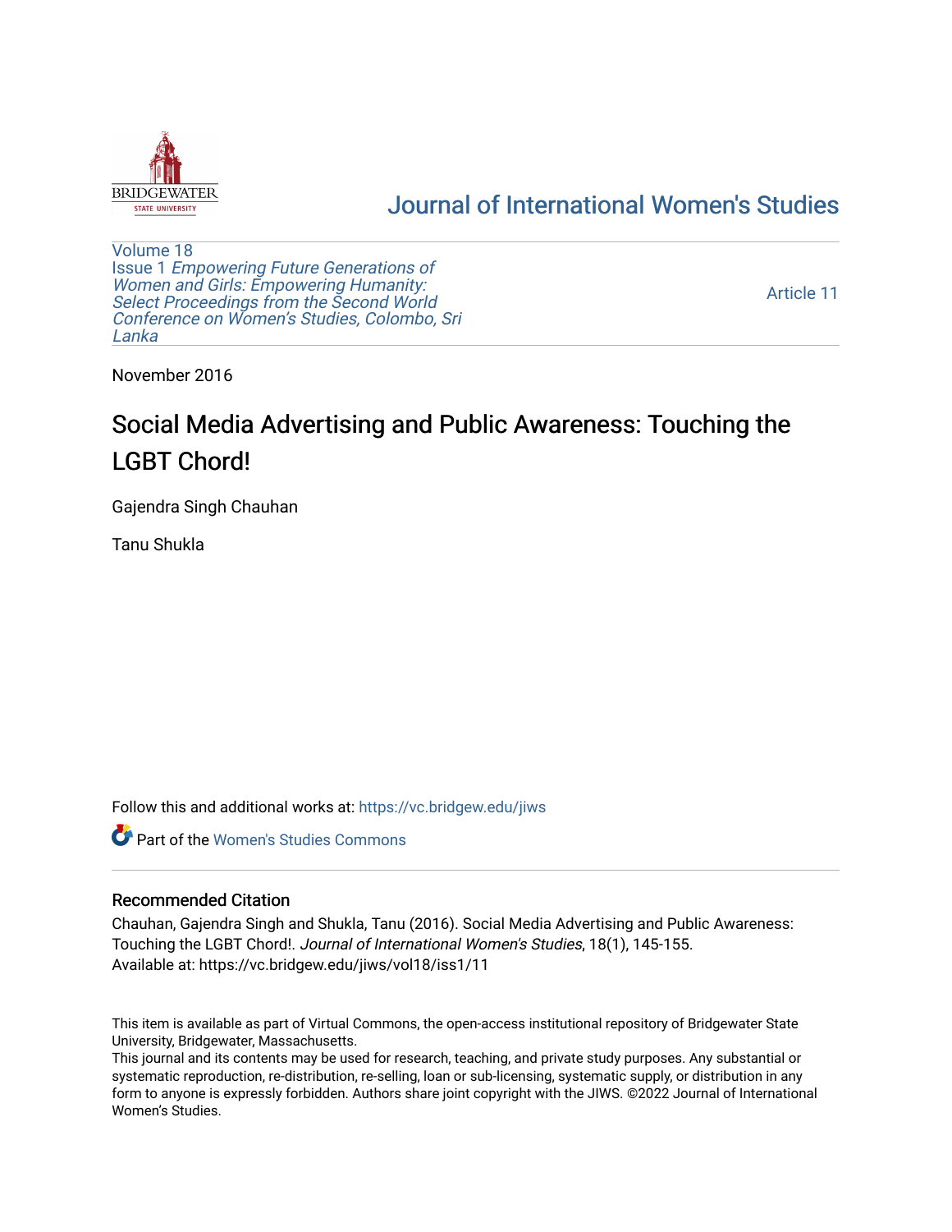# Journal of International Women's Studies

Volume 18
Issue 1 *Empowering Future Generations of Women and Girls: Empowering Humanity: Select Proceedings from the Second World Conference on Women's Studies, Colombo, Sri Lanka*

Article 11

November 2016

# Social Media Advertising and Public Awareness: Touching the LGBT Chord!

Gajendra Singh Chauhan

Tanu Shukla

Follow this and additional works at: https://vc.bridgew.edu/jiws

Part of the Women's Studies Commons

## Recommended Citation

Chauhan, Gajendra Singh and Shukla, Tanu (2016). Social Media Advertising and Public Awareness: Touching the LGBT Chord!. *Journal of International Women's Studies*, 18(1), 145-155.
Available at: https://vc.bridgew.edu/jiws/vol18/iss1/11

This item is available as part of Virtual Commons, the open-access institutional repository of Bridgewater State University, Bridgewater, Massachusetts.
This journal and its contents may be used for research, teaching, and private study purposes. Any substantial or systematic reproduction, re-distribution, re-selling, loan or sub-licensing, systematic supply, or distribution in any form to anyone is expressly forbidden. Authors share joint copyright with the JIWS. ©2022 Journal of International Women's Studies.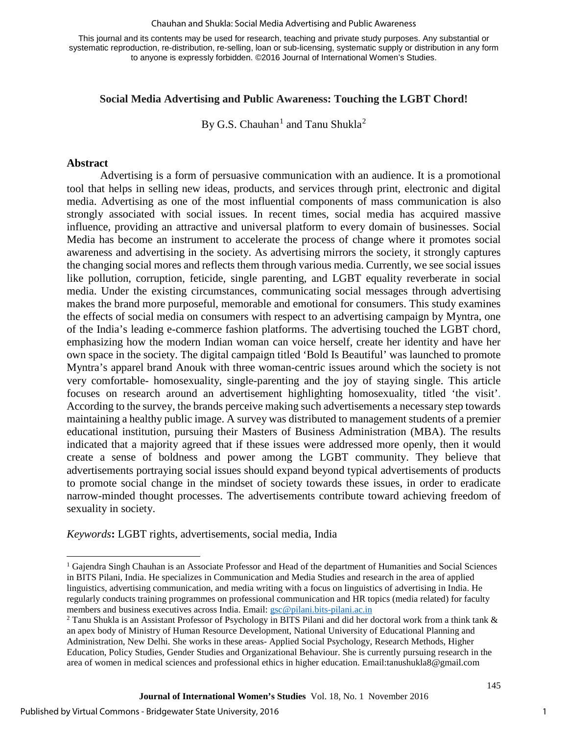This journal and its contents may be used for research, teaching and private study purposes. Any substantial or systematic reproduction, re-distribution, re-selling, loan or sub-licensing, systematic supply or distribution in any form to anyone is expressly forbidden. ©2016 Journal of International Women's Studies.

## Social Media Advertising and Public Awareness: Touching the LGBT Chord!

By G.S. Chauhan[1] and Tanu Shukla[2]

### Abstract

Advertising is a form of persuasive communication with an audience. It is a promotional tool that helps in selling new ideas, products, and services through print, electronic and digital media. Advertising as one of the most influential components of mass communication is also strongly associated with social issues. In recent times, social media has acquired massive influence, providing an attractive and universal platform to every domain of businesses. Social Media has become an instrument to accelerate the process of change where it promotes social awareness and advertising in the society. As advertising mirrors the society, it strongly captures the changing social mores and reflects them through various media. Currently, we see social issues like pollution, corruption, feticide, single parenting, and LGBT equality reverberate in social media. Under the existing circumstances, communicating social messages through advertising makes the brand more purposeful, memorable and emotional for consumers. This study examines the effects of social media on consumers with respect to an advertising campaign by Myntra, one of the India's leading e-commerce fashion platforms. The advertising touched the LGBT chord, emphasizing how the modern Indian woman can voice herself, create her identity and have her own space in the society. The digital campaign titled 'Bold Is Beautiful' was launched to promote Myntra's apparel brand Anouk with three woman-centric issues around which the society is not very comfortable- homosexuality, single-parenting and the joy of staying single. This article focuses on research around an advertisement highlighting homosexuality, titled 'the visit'. According to the survey, the brands perceive making such advertisements a necessary step towards maintaining a healthy public image. A survey was distributed to management students of a premier educational institution, pursuing their Masters of Business Administration (MBA). The results indicated that a majority agreed that if these issues were addressed more openly, then it would create a sense of boldness and power among the LGBT community. They believe that advertisements portraying social issues should expand beyond typical advertisements of products to promote social change in the mindset of society towards these issues, in order to eradicate narrow-minded thought processes. The advertisements contribute toward achieving freedom of sexuality in society.

*Keywords***:** LGBT rights, advertisements, social media, India

---

[1] Gajendra Singh Chauhan is an Associate Professor and Head of the department of Humanities and Social Sciences in BITS Pilani, India. He specializes in Communication and Media Studies and research in the area of applied linguistics, advertising communication, and media writing with a focus on linguistics of advertising in India. He regularly conducts training programmes on professional communication and HR topics (media related) for faculty members and business executives across India. Email: gsc@pilani.bits-pilani.ac.in

[2] Tanu Shukla is an Assistant Professor of Psychology in BITS Pilani and did her doctoral work from a think tank & an apex body of Ministry of Human Resource Development, National University of Educational Planning and Administration, New Delhi. She works in these areas- Applied Social Psychology, Research Methods, Higher Education, Policy Studies, Gender Studies and Organizational Behaviour. She is currently pursuing research in the area of women in medical sciences and professional ethics in higher education. Email:tanushukla8@gmail.com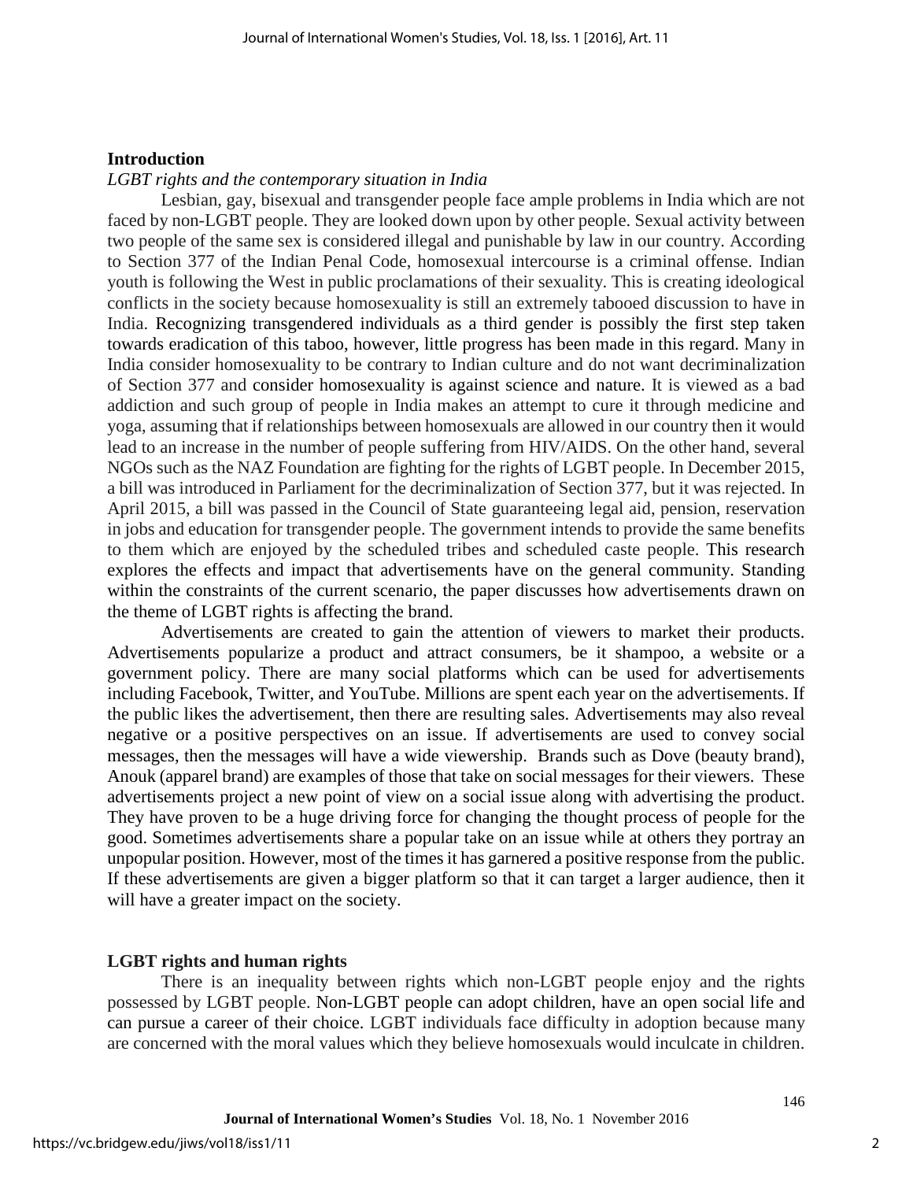## Introduction

*LGBT rights and the contemporary situation in India*

Lesbian, gay, bisexual and transgender people face ample problems in India which are not faced by non-LGBT people. They are looked down upon by other people. Sexual activity between two people of the same sex is considered illegal and punishable by law in our country. According to Section 377 of the Indian Penal Code, homosexual intercourse is a criminal offense. Indian youth is following the West in public proclamations of their sexuality. This is creating ideological conflicts in the society because homosexuality is still an extremely tabooed discussion to have in India. Recognizing transgendered individuals as a third gender is possibly the first step taken towards eradication of this taboo, however, little progress has been made in this regard. Many in India consider homosexuality to be contrary to Indian culture and do not want decriminalization of Section 377 and consider homosexuality is against science and nature. It is viewed as a bad addiction and such group of people in India makes an attempt to cure it through medicine and yoga, assuming that if relationships between homosexuals are allowed in our country then it would lead to an increase in the number of people suffering from HIV/AIDS. On the other hand, several NGOs such as the NAZ Foundation are fighting for the rights of LGBT people. In December 2015, a bill was introduced in Parliament for the decriminalization of Section 377, but it was rejected. In April 2015, a bill was passed in the Council of State guaranteeing legal aid, pension, reservation in jobs and education for transgender people. The government intends to provide the same benefits to them which are enjoyed by the scheduled tribes and scheduled caste people. This research explores the effects and impact that advertisements have on the general community. Standing within the constraints of the current scenario, the paper discusses how advertisements drawn on the theme of LGBT rights is affecting the brand.

Advertisements are created to gain the attention of viewers to market their products. Advertisements popularize a product and attract consumers, be it shampoo, a website or a government policy. There are many social platforms which can be used for advertisements including Facebook, Twitter, and YouTube. Millions are spent each year on the advertisements. If the public likes the advertisement, then there are resulting sales. Advertisements may also reveal negative or a positive perspectives on an issue. If advertisements are used to convey social messages, then the messages will have a wide viewership. Brands such as Dove (beauty brand), Anouk (apparel brand) are examples of those that take on social messages for their viewers. These advertisements project a new point of view on a social issue along with advertising the product. They have proven to be a huge driving force for changing the thought process of people for the good. Sometimes advertisements share a popular take on an issue while at others they portray an unpopular position. However, most of the times it has garnered a positive response from the public. If these advertisements are given a bigger platform so that it can target a larger audience, then it will have a greater impact on the society.

## LGBT rights and human rights

There is an inequality between rights which non-LGBT people enjoy and the rights possessed by LGBT people. Non-LGBT people can adopt children, have an open social life and can pursue a career of their choice. LGBT individuals face difficulty in adoption because many are concerned with the moral values which they believe homosexuals would inculcate in children.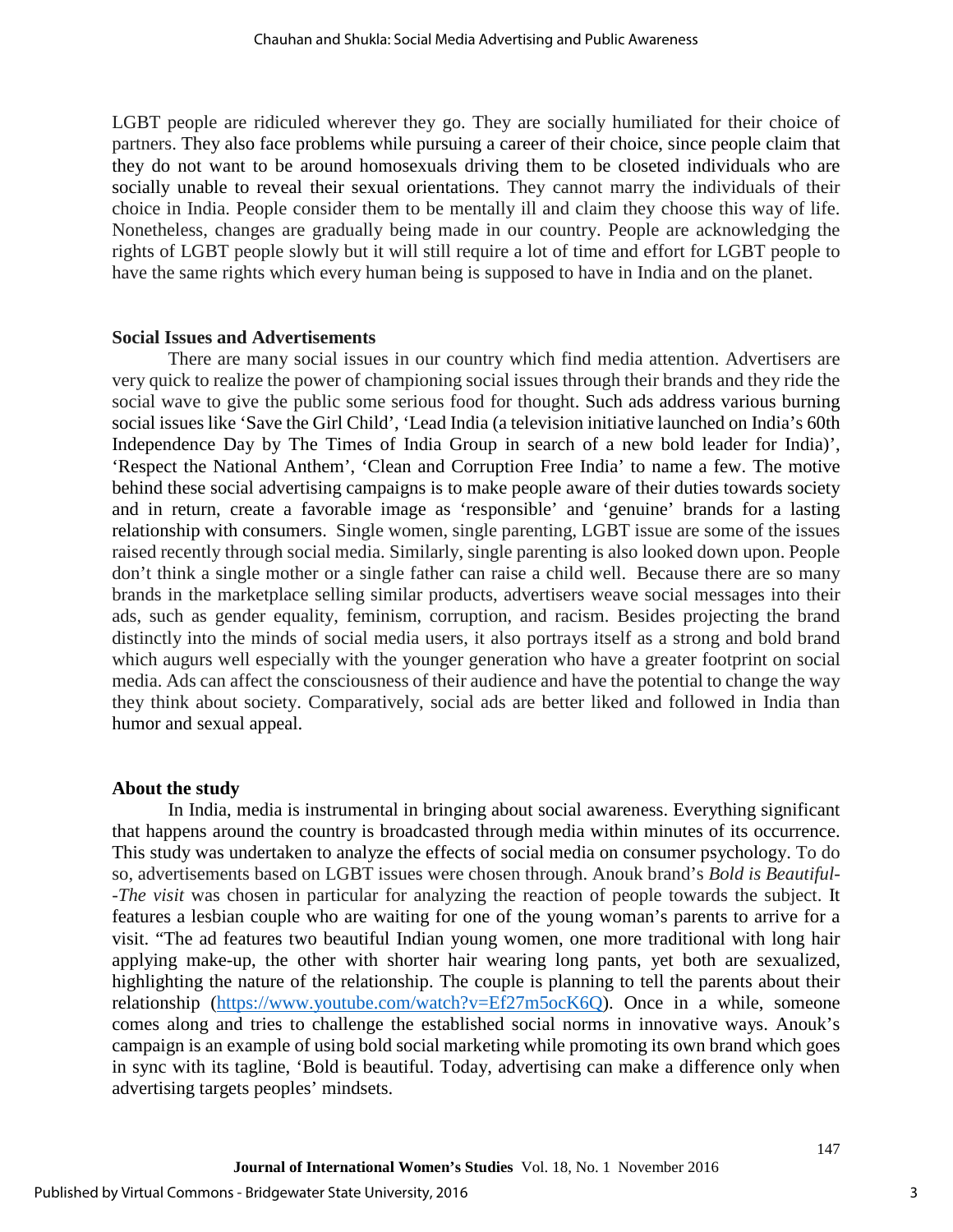LGBT people are ridiculed wherever they go. They are socially humiliated for their choice of partners. They also face problems while pursuing a career of their choice, since people claim that they do not want to be around homosexuals driving them to be closeted individuals who are socially unable to reveal their sexual orientations. They cannot marry the individuals of their choice in India. People consider them to be mentally ill and claim they choose this way of life. Nonetheless, changes are gradually being made in our country. People are acknowledging the rights of LGBT people slowly but it will still require a lot of time and effort for LGBT people to have the same rights which every human being is supposed to have in India and on the planet.

### Social Issues and Advertisements

There are many social issues in our country which find media attention. Advertisers are very quick to realize the power of championing social issues through their brands and they ride the social wave to give the public some serious food for thought. Such ads address various burning social issues like 'Save the Girl Child', 'Lead India (a television initiative launched on India's 60th Independence Day by The Times of India Group in search of a new bold leader for India)', 'Respect the National Anthem', 'Clean and Corruption Free India' to name a few. The motive behind these social advertising campaigns is to make people aware of their duties towards society and in return, create a favorable image as 'responsible' and 'genuine' brands for a lasting relationship with consumers. Single women, single parenting, LGBT issue are some of the issues raised recently through social media. Similarly, single parenting is also looked down upon. People don't think a single mother or a single father can raise a child well. Because there are so many brands in the marketplace selling similar products, advertisers weave social messages into their ads, such as gender equality, feminism, corruption, and racism. Besides projecting the brand distinctly into the minds of social media users, it also portrays itself as a strong and bold brand which augurs well especially with the younger generation who have a greater footprint on social media. Ads can affect the consciousness of their audience and have the potential to change the way they think about society. Comparatively, social ads are better liked and followed in India than humor and sexual appeal.

### About the study

In India, media is instrumental in bringing about social awareness. Everything significant that happens around the country is broadcasted through media within minutes of its occurrence. This study was undertaken to analyze the effects of social media on consumer psychology. To do so, advertisements based on LGBT issues were chosen through. Anouk brand's *Bold is Beautiful--The visit* was chosen in particular for analyzing the reaction of people towards the subject. It features a lesbian couple who are waiting for one of the young woman's parents to arrive for a visit. "The ad features two beautiful Indian young women, one more traditional with long hair applying make-up, the other with shorter hair wearing long pants, yet both are sexualized, highlighting the nature of the relationship. The couple is planning to tell the parents about their relationship (https://www.youtube.com/watch?v=Ef27m5ocK6Q). Once in a while, someone comes along and tries to challenge the established social norms in innovative ways. Anouk's campaign is an example of using bold social marketing while promoting its own brand which goes in sync with its tagline, 'Bold is beautiful. Today, advertising can make a difference only when advertising targets peoples' mindsets.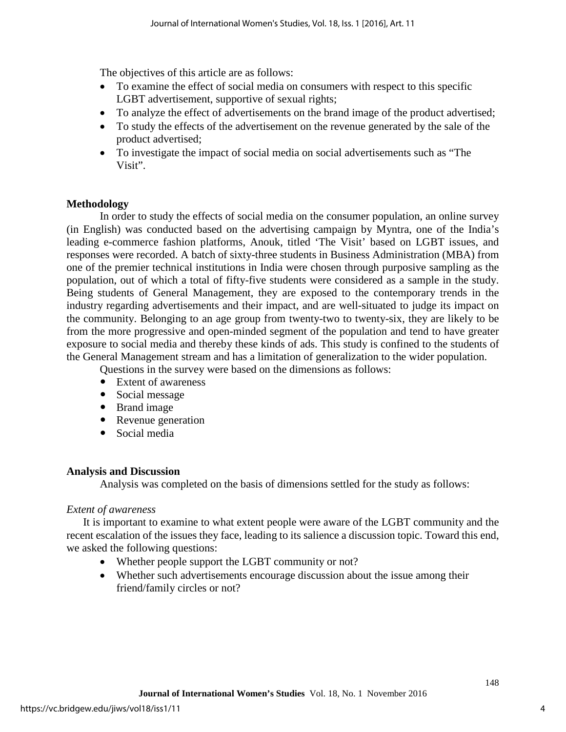The objectives of this article are as follows:

- To examine the effect of social media on consumers with respect to this specific LGBT advertisement, supportive of sexual rights;
- To analyze the effect of advertisements on the brand image of the product advertised;
- To study the effects of the advertisement on the revenue generated by the sale of the product advertised;
- To investigate the impact of social media on social advertisements such as "The Visit".

## Methodology

In order to study the effects of social media on the consumer population, an online survey (in English) was conducted based on the advertising campaign by Myntra, one of the India's leading e-commerce fashion platforms, Anouk, titled 'The Visit' based on LGBT issues, and responses were recorded. A batch of sixty-three students in Business Administration (MBA) from one of the premier technical institutions in India were chosen through purposive sampling as the population, out of which a total of fifty-five students were considered as a sample in the study. Being students of General Management, they are exposed to the contemporary trends in the industry regarding advertisements and their impact, and are well-situated to judge its impact on the community. Belonging to an age group from twenty-two to twenty-six, they are likely to be from the more progressive and open-minded segment of the population and tend to have greater exposure to social media and thereby these kinds of ads. This study is confined to the students of the General Management stream and has a limitation of generalization to the wider population.

Questions in the survey were based on the dimensions as follows:

- Extent of awareness
- Social message
- Brand image
- Revenue generation
- Social media

## Analysis and Discussion

Analysis was completed on the basis of dimensions settled for the study as follows:

*Extent of awareness*

It is important to examine to what extent people were aware of the LGBT community and the recent escalation of the issues they face, leading to its salience a discussion topic. Toward this end, we asked the following questions:

- Whether people support the LGBT community or not?
- Whether such advertisements encourage discussion about the issue among their friend/family circles or not?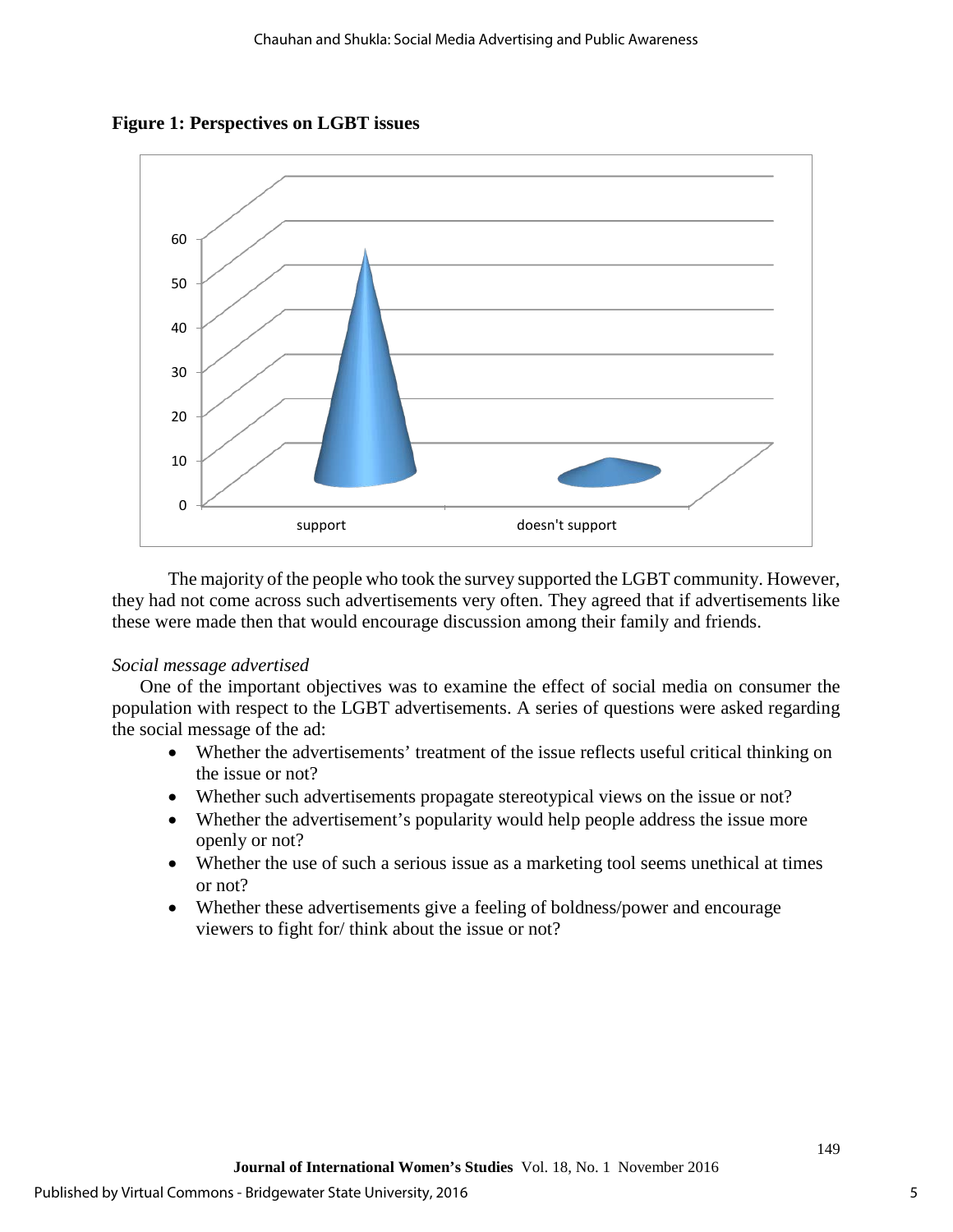**Figure 1: Perspectives on LGBT issues**

The majority of the people who took the survey supported the LGBT community. However, they had not come across such advertisements very often. They agreed that if advertisements like these were made then that would encourage discussion among their family and friends.

*Social message advertised*

One of the important objectives was to examine the effect of social media on consumer the population with respect to the LGBT advertisements. A series of questions were asked regarding the social message of the ad:

- Whether the advertisements' treatment of the issue reflects useful critical thinking on the issue or not?
- Whether such advertisements propagate stereotypical views on the issue or not?
- Whether the advertisement's popularity would help people address the issue more openly or not?
- Whether the use of such a serious issue as a marketing tool seems unethical at times or not?
- Whether these advertisements give a feeling of boldness/power and encourage viewers to fight for/ think about the issue or not?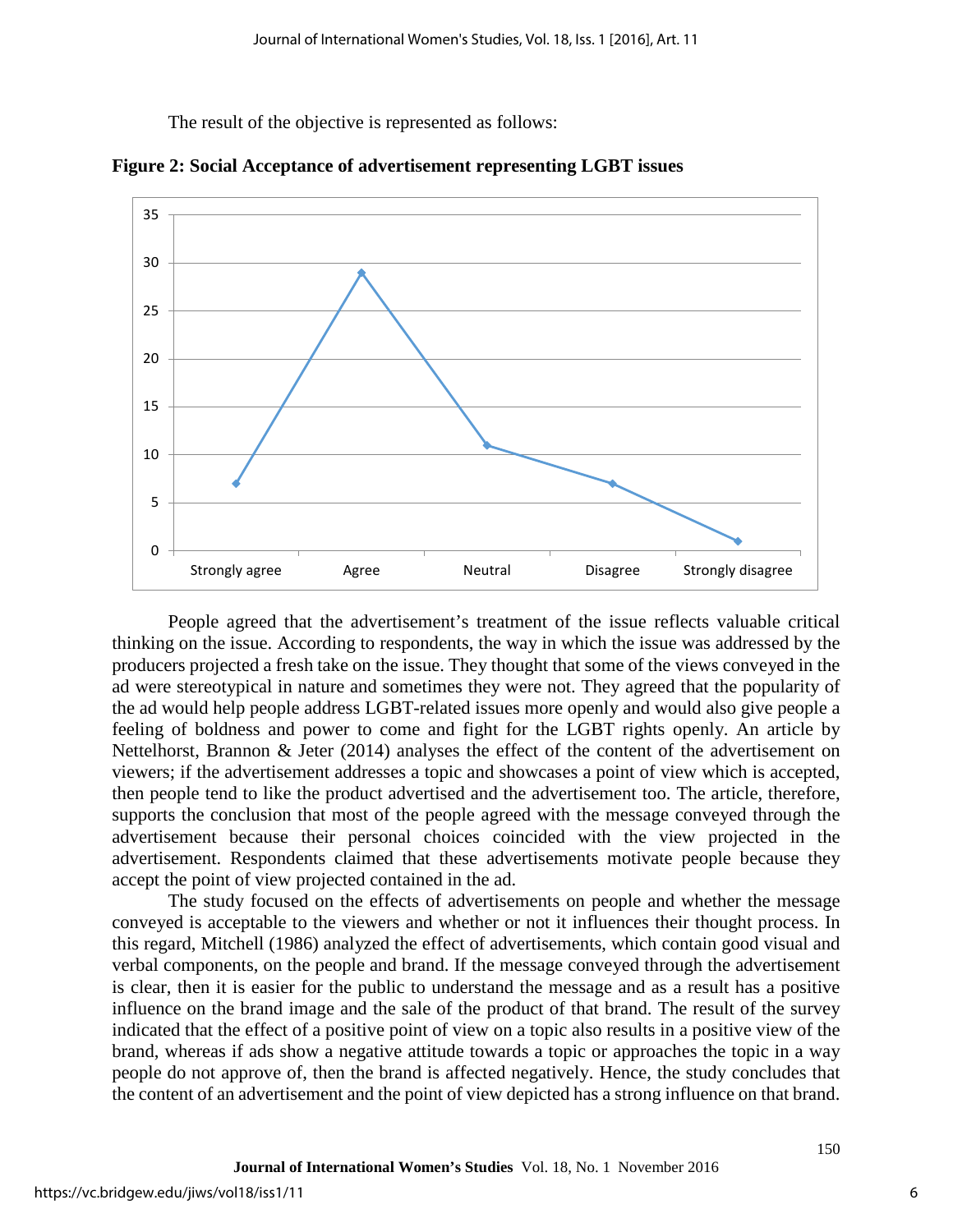The result of the objective is represented as follows:

**Figure 2: Social Acceptance of advertisement representing LGBT issues**

People agreed that the advertisement's treatment of the issue reflects valuable critical thinking on the issue. According to respondents, the way in which the issue was addressed by the producers projected a fresh take on the issue. They thought that some of the views conveyed in the ad were stereotypical in nature and sometimes they were not. They agreed that the popularity of the ad would help people address LGBT-related issues more openly and would also give people a feeling of boldness and power to come and fight for the LGBT rights openly. An article by Nettelhorst, Brannon & Jeter (2014) analyses the effect of the content of the advertisement on viewers; if the advertisement addresses a topic and showcases a point of view which is accepted, then people tend to like the product advertised and the advertisement too. The article, therefore, supports the conclusion that most of the people agreed with the message conveyed through the advertisement because their personal choices coincided with the view projected in the advertisement. Respondents claimed that these advertisements motivate people because they accept the point of view projected contained in the ad.

The study focused on the effects of advertisements on people and whether the message conveyed is acceptable to the viewers and whether or not it influences their thought process. In this regard, Mitchell (1986) analyzed the effect of advertisements, which contain good visual and verbal components, on the people and brand. If the message conveyed through the advertisement is clear, then it is easier for the public to understand the message and as a result has a positive influence on the brand image and the sale of the product of that brand. The result of the survey indicated that the effect of a positive point of view on a topic also results in a positive view of the brand, whereas if ads show a negative attitude towards a topic or approaches the topic in a way people do not approve of, then the brand is affected negatively. Hence, the study concludes that the content of an advertisement and the point of view depicted has a strong influence on that brand.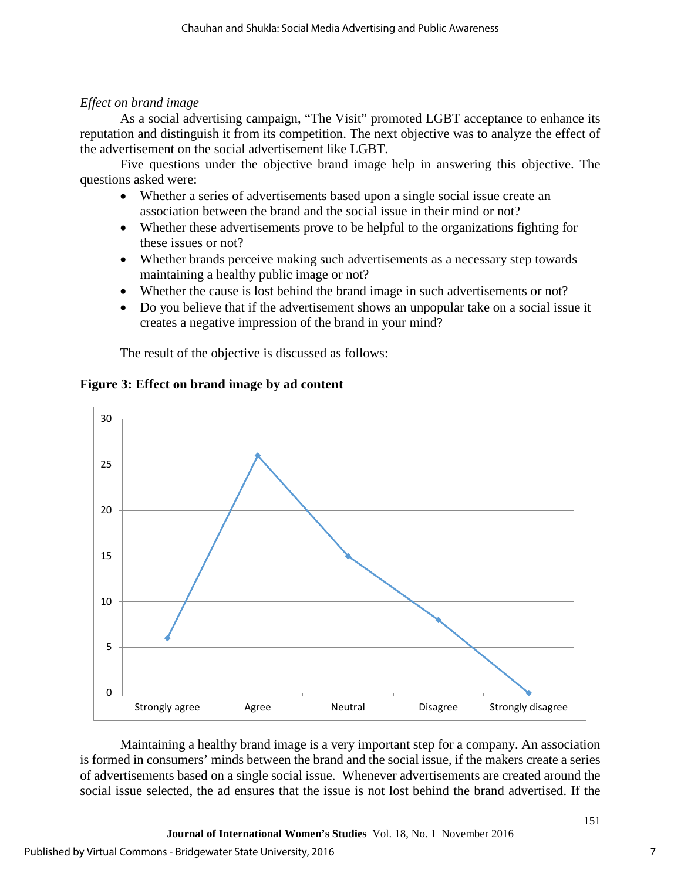*Effect on brand image*

As a social advertising campaign, "The Visit" promoted LGBT acceptance to enhance its reputation and distinguish it from its competition. The next objective was to analyze the effect of the advertisement on the social advertisement like LGBT.

Five questions under the objective brand image help in answering this objective. The questions asked were:

- Whether a series of advertisements based upon a single social issue create an association between the brand and the social issue in their mind or not?
- Whether these advertisements prove to be helpful to the organizations fighting for these issues or not?
- Whether brands perceive making such advertisements as a necessary step towards maintaining a healthy public image or not?
- Whether the cause is lost behind the brand image in such advertisements or not?
- Do you believe that if the advertisement shows an unpopular take on a social issue it creates a negative impression of the brand in your mind?

The result of the objective is discussed as follows:

**Figure 3: Effect on brand image by ad content**

| Response | Value |
|---|---|
| Strongly agree | 6 |
| Agree | 26 |
| Neutral | 15 |
| Disagree | 8 |
| Strongly disagree | 0 |

Maintaining a healthy brand image is a very important step for a company. An association is formed in consumers' minds between the brand and the social issue, if the makers create a series of advertisements based on a single social issue. Whenever advertisements are created around the social issue selected, the ad ensures that the issue is not lost behind the brand advertised. If the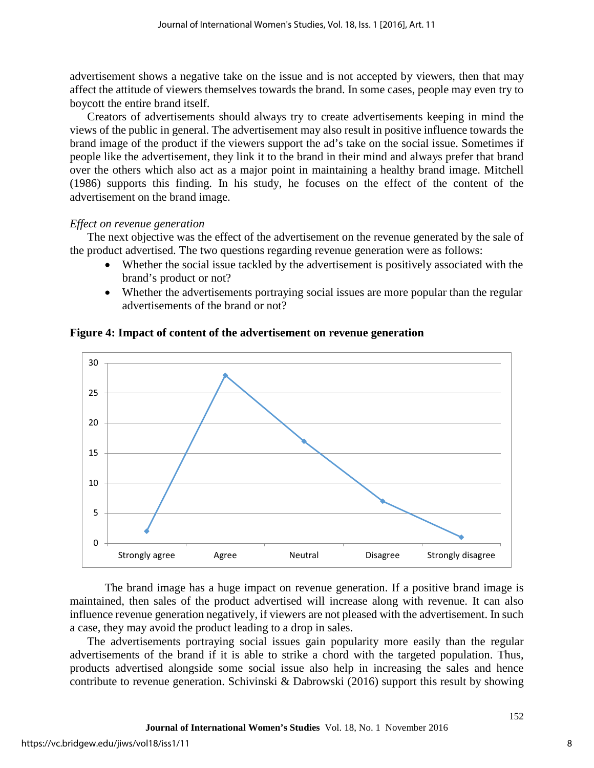advertisement shows a negative take on the issue and is not accepted by viewers, then that may affect the attitude of viewers themselves towards the brand. In some cases, people may even try to boycott the entire brand itself.

Creators of advertisements should always try to create advertisements keeping in mind the views of the public in general. The advertisement may also result in positive influence towards the brand image of the product if the viewers support the ad's take on the social issue. Sometimes if people like the advertisement, they link it to the brand in their mind and always prefer that brand over the others which also act as a major point in maintaining a healthy brand image. Mitchell (1986) supports this finding. In his study, he focuses on the effect of the content of the advertisement on the brand image.

*Effect on revenue generation*

The next objective was the effect of the advertisement on the revenue generated by the sale of the product advertised. The two questions regarding revenue generation were as follows:

- Whether the social issue tackled by the advertisement is positively associated with the brand's product or not?
- Whether the advertisements portraying social issues are more popular than the regular advertisements of the brand or not?

**Figure 4: Impact of content of the advertisement on revenue generation**

The brand image has a huge impact on revenue generation. If a positive brand image is maintained, then sales of the product advertised will increase along with revenue. It can also influence revenue generation negatively, if viewers are not pleased with the advertisement. In such a case, they may avoid the product leading to a drop in sales.

The advertisements portraying social issues gain popularity more easily than the regular advertisements of the brand if it is able to strike a chord with the targeted population. Thus, products advertised alongside some social issue also help in increasing the sales and hence contribute to revenue generation. Schivinski & Dabrowski (2016) support this result by showing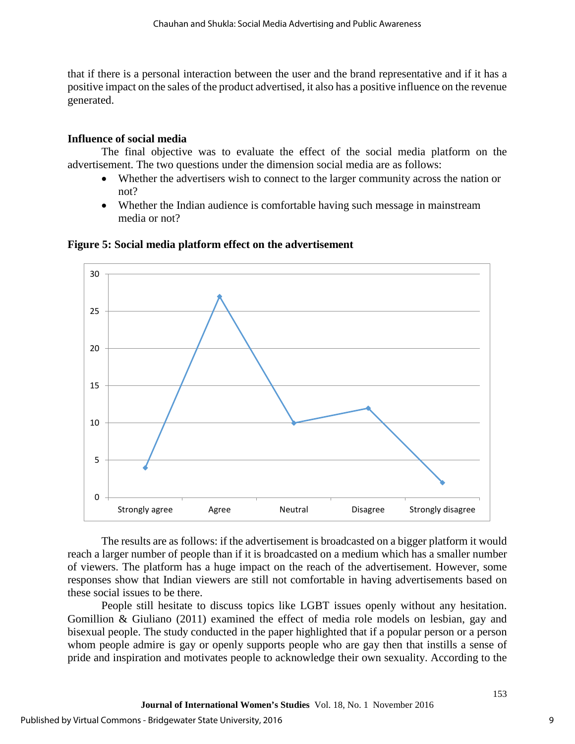that if there is a personal interaction between the user and the brand representative and if it has a positive impact on the sales of the product advertised, it also has a positive influence on the revenue generated.

**Influence of social media**

The final objective was to evaluate the effect of the social media platform on the advertisement. The two questions under the dimension social media are as follows:

- Whether the advertisers wish to connect to the larger community across the nation or not?
- Whether the Indian audience is comfortable having such message in mainstream media or not?

**Figure 5: Social media platform effect on the advertisement**

The results are as follows: if the advertisement is broadcasted on a bigger platform it would reach a larger number of people than if it is broadcasted on a medium which has a smaller number of viewers. The platform has a huge impact on the reach of the advertisement. However, some responses show that Indian viewers are still not comfortable in having advertisements based on these social issues to be there.

People still hesitate to discuss topics like LGBT issues openly without any hesitation. Gomillion & Giuliano (2011) examined the effect of media role models on lesbian, gay and bisexual people. The study conducted in the paper highlighted that if a popular person or a person whom people admire is gay or openly supports people who are gay then that instills a sense of pride and inspiration and motivates people to acknowledge their own sexuality. According to the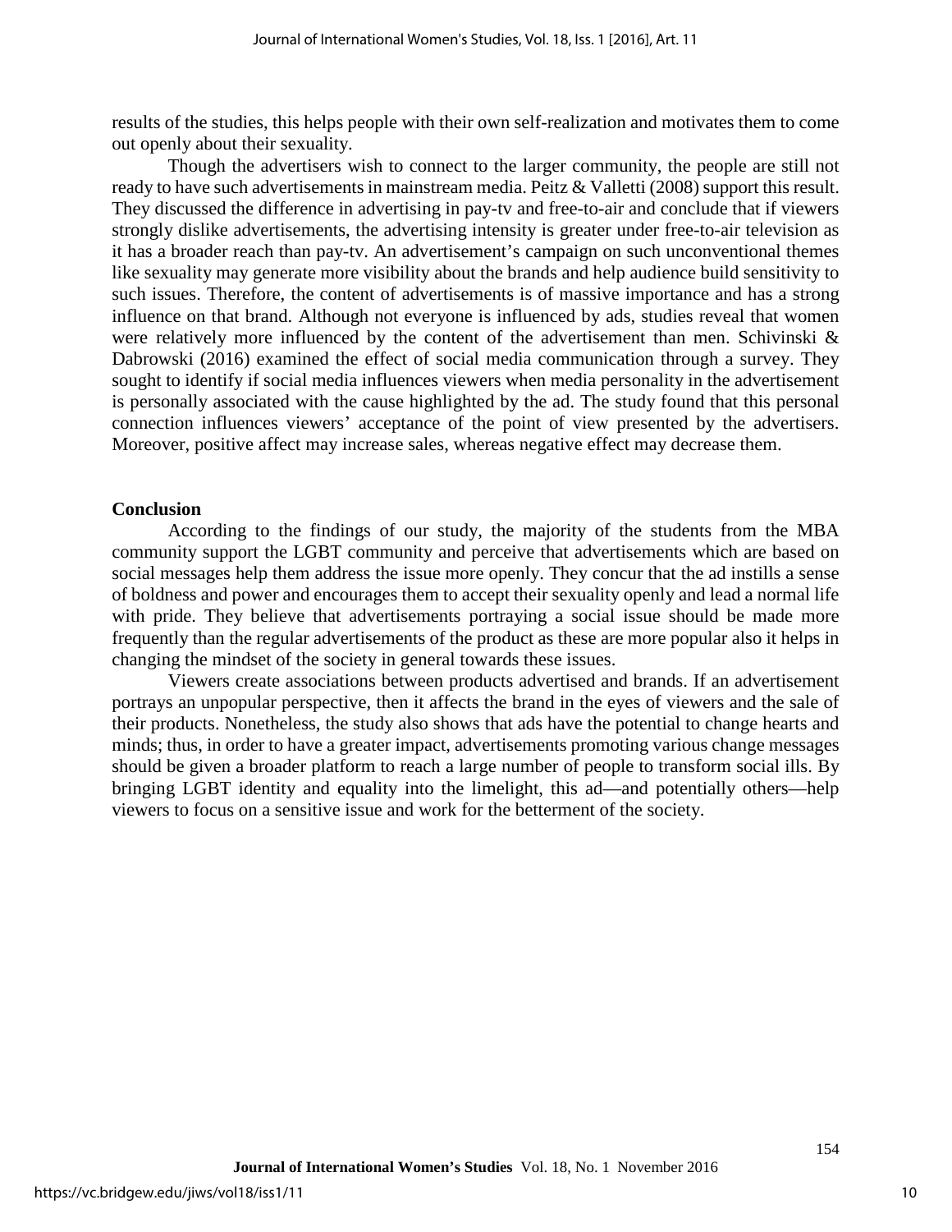results of the studies, this helps people with their own self-realization and motivates them to come out openly about their sexuality.

Though the advertisers wish to connect to the larger community, the people are still not ready to have such advertisements in mainstream media. Peitz & Valletti (2008) support this result. They discussed the difference in advertising in pay-tv and free-to-air and conclude that if viewers strongly dislike advertisements, the advertising intensity is greater under free-to-air television as it has a broader reach than pay-tv. An advertisement's campaign on such unconventional themes like sexuality may generate more visibility about the brands and help audience build sensitivity to such issues. Therefore, the content of advertisements is of massive importance and has a strong influence on that brand. Although not everyone is influenced by ads, studies reveal that women were relatively more influenced by the content of the advertisement than men. Schivinski & Dabrowski (2016) examined the effect of social media communication through a survey. They sought to identify if social media influences viewers when media personality in the advertisement is personally associated with the cause highlighted by the ad. The study found that this personal connection influences viewers' acceptance of the point of view presented by the advertisers. Moreover, positive affect may increase sales, whereas negative effect may decrease them.

**Conclusion**

According to the findings of our study, the majority of the students from the MBA community support the LGBT community and perceive that advertisements which are based on social messages help them address the issue more openly. They concur that the ad instills a sense of boldness and power and encourages them to accept their sexuality openly and lead a normal life with pride. They believe that advertisements portraying a social issue should be made more frequently than the regular advertisements of the product as these are more popular also it helps in changing the mindset of the society in general towards these issues.

Viewers create associations between products advertised and brands. If an advertisement portrays an unpopular perspective, then it affects the brand in the eyes of viewers and the sale of their products. Nonetheless, the study also shows that ads have the potential to change hearts and minds; thus, in order to have a greater impact, advertisements promoting various change messages should be given a broader platform to reach a large number of people to transform social ills. By bringing LGBT identity and equality into the limelight, this ad—and potentially others—help viewers to focus on a sensitive issue and work for the betterment of the society.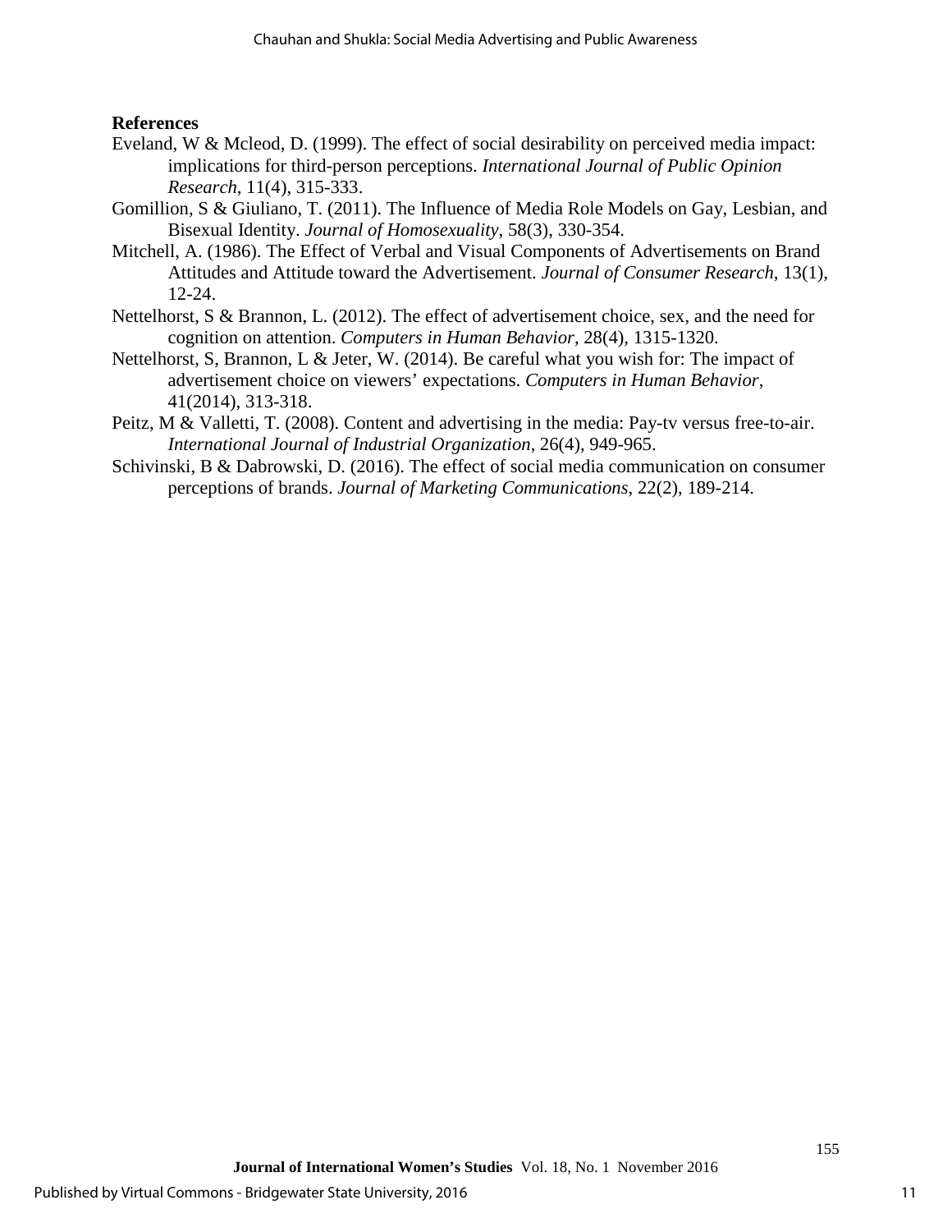**References**

Eveland, W & Mcleod, D. (1999). The effect of social desirability on perceived media impact: implications for third-person perceptions. *International Journal of Public Opinion Research*, 11(4), 315-333.

Gomillion, S & Giuliano, T. (2011). The Influence of Media Role Models on Gay, Lesbian, and Bisexual Identity. *Journal of Homosexuality*, 58(3), 330-354.

Mitchell, A. (1986). The Effect of Verbal and Visual Components of Advertisements on Brand Attitudes and Attitude toward the Advertisement. *Journal of Consumer Research*, 13(1), 12-24.

Nettelhorst, S & Brannon, L. (2012). The effect of advertisement choice, sex, and the need for cognition on attention. *Computers in Human Behavior*, 28(4), 1315-1320.

Nettelhorst, S, Brannon, L & Jeter, W. (2014). Be careful what you wish for: The impact of advertisement choice on viewers' expectations. *Computers in Human Behavior*, 41(2014), 313-318.

Peitz, M & Valletti, T. (2008). Content and advertising in the media: Pay-tv versus free-to-air. *International Journal of Industrial Organization*, 26(4), 949-965.

Schivinski, B & Dabrowski, D. (2016). The effect of social media communication on consumer perceptions of brands. *Journal of Marketing Communications*, 22(2), 189-214.